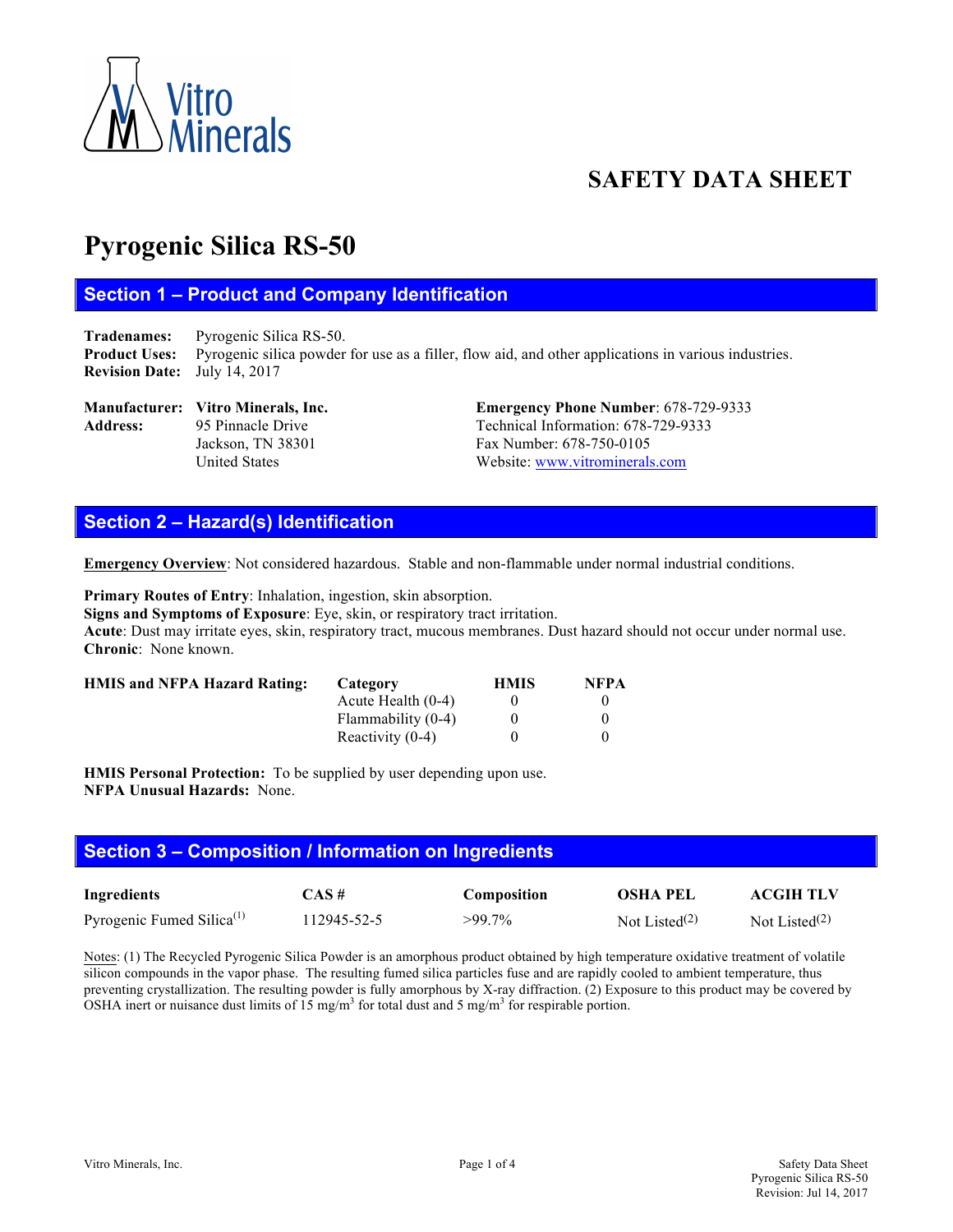Vitro Minerals

# SAFETY DATA SHEET

# Pyrogenic Silica RS-50

## Section 1 – Product and Company Identification

**Tradenames:** Pyrogenic Silica RS-50.
**Product Uses:** Pyrogenic silica powder for use as a filler, flow aid, and other applications in various industries.
**Revision Date:** July 14, 2017

**Manufacturer:** **Vitro Minerals, Inc.**
**Address:** 95 Pinnacle Drive
Jackson, TN 38301
United States

**Emergency Phone Number**: 678-729-9333
Technical Information: 678-729-9333
Fax Number: 678-750-0105
Website: www.vitrominerals.com

## Section 2 – Hazard(s) Identification

**Emergency Overview**: Not considered hazardous. Stable and non-flammable under normal industrial conditions.

**Primary Routes of Entry**: Inhalation, ingestion, skin absorption.
**Signs and Symptoms of Exposure**: Eye, skin, or respiratory tract irritation.
**Acute**: Dust may irritate eyes, skin, respiratory tract, mucous membranes. Dust hazard should not occur under normal use.
**Chronic**: None known.

**HMIS and NFPA Hazard Rating:**

| Category | HMIS | NFPA |
|---|---|---|
| Acute Health (0-4) | 0 | 0 |
| Flammability (0-4) | 0 | 0 |
| Reactivity (0-4) | 0 | 0 |

**HMIS Personal Protection:** To be supplied by user depending upon use.
**NFPA Unusual Hazards:** None.

## Section 3 – Composition / Information on Ingredients

| Ingredients | CAS # | Composition | OSHA PEL | ACGIH TLV |
|---|---|---|---|---|
| Pyrogenic Fumed Silica[1] | 112945-52-5 | >99.7% | Not Listed[2] | Not Listed[2] |

Notes: (1) The Recycled Pyrogenic Silica Powder is an amorphous product obtained by high temperature oxidative treatment of volatile silicon compounds in the vapor phase. The resulting fumed silica particles fuse and are rapidly cooled to ambient temperature, thus preventing crystallization. The resulting powder is fully amorphous by X-ray diffraction. (2) Exposure to this product may be covered by OSHA inert or nuisance dust limits of 15 $mg/m^3$ for total dust and 5 $mg/m^3$ for respirable portion.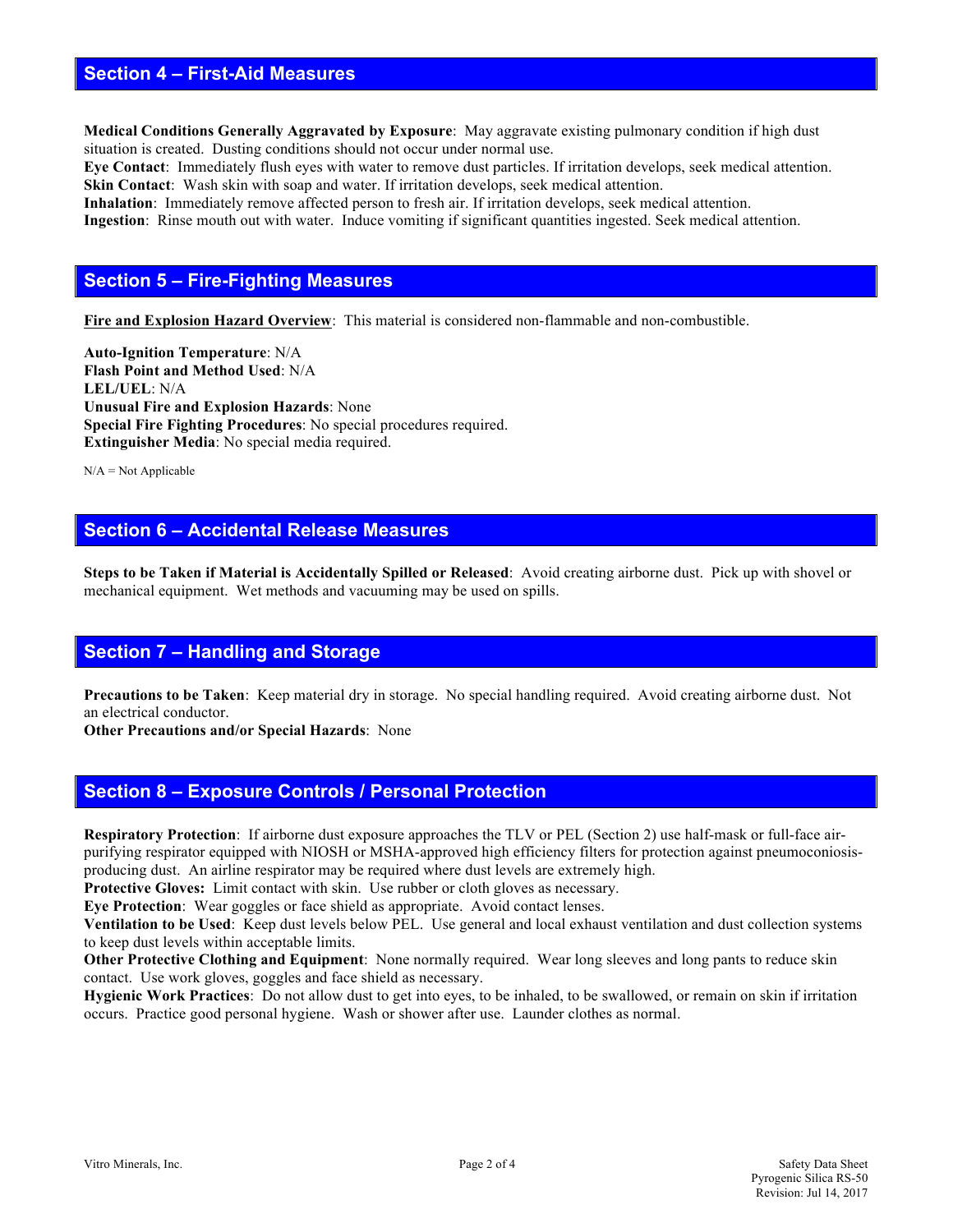## Section 4 – First-Aid Measures

**Medical Conditions Generally Aggravated by Exposure**: May aggravate existing pulmonary condition if high dust situation is created. Dusting conditions should not occur under normal use.
**Eye Contact**: Immediately flush eyes with water to remove dust particles. If irritation develops, seek medical attention.
**Skin Contact**: Wash skin with soap and water. If irritation develops, seek medical attention.
**Inhalation**: Immediately remove affected person to fresh air. If irritation develops, seek medical attention.
**Ingestion**: Rinse mouth out with water. Induce vomiting if significant quantities ingested. Seek medical attention.

## Section 5 – Fire-Fighting Measures

**Fire and Explosion Hazard Overview**: This material is considered non-flammable and non-combustible.

**Auto-Ignition Temperature**: N/A
**Flash Point and Method Used**: N/A
**LEL/UEL**: N/A
**Unusual Fire and Explosion Hazards**: None
**Special Fire Fighting Procedures**: No special procedures required.
**Extinguisher Media**: No special media required.

N/A = Not Applicable

## Section 6 – Accidental Release Measures

**Steps to be Taken if Material is Accidentally Spilled or Released**: Avoid creating airborne dust. Pick up with shovel or mechanical equipment. Wet methods and vacuuming may be used on spills.

## Section 7 – Handling and Storage

**Precautions to be Taken**: Keep material dry in storage. No special handling required. Avoid creating airborne dust. Not an electrical conductor.
**Other Precautions and/or Special Hazards**: None

## Section 8 – Exposure Controls / Personal Protection

**Respiratory Protection**: If airborne dust exposure approaches the TLV or PEL (Section 2) use half-mask or full-face air-purifying respirator equipped with NIOSH or MSHA-approved high efficiency filters for protection against pneumoconiosis-producing dust. An airline respirator may be required where dust levels are extremely high.
**Protective Gloves:** Limit contact with skin. Use rubber or cloth gloves as necessary.
**Eye Protection**: Wear goggles or face shield as appropriate. Avoid contact lenses.
**Ventilation to be Used**: Keep dust levels below PEL. Use general and local exhaust ventilation and dust collection systems to keep dust levels within acceptable limits.
**Other Protective Clothing and Equipment**: None normally required. Wear long sleeves and long pants to reduce skin contact. Use work gloves, goggles and face shield as necessary.
**Hygienic Work Practices**: Do not allow dust to get into eyes, to be inhaled, to be swallowed, or remain on skin if irritation occurs. Practice good personal hygiene. Wash or shower after use. Launder clothes as normal.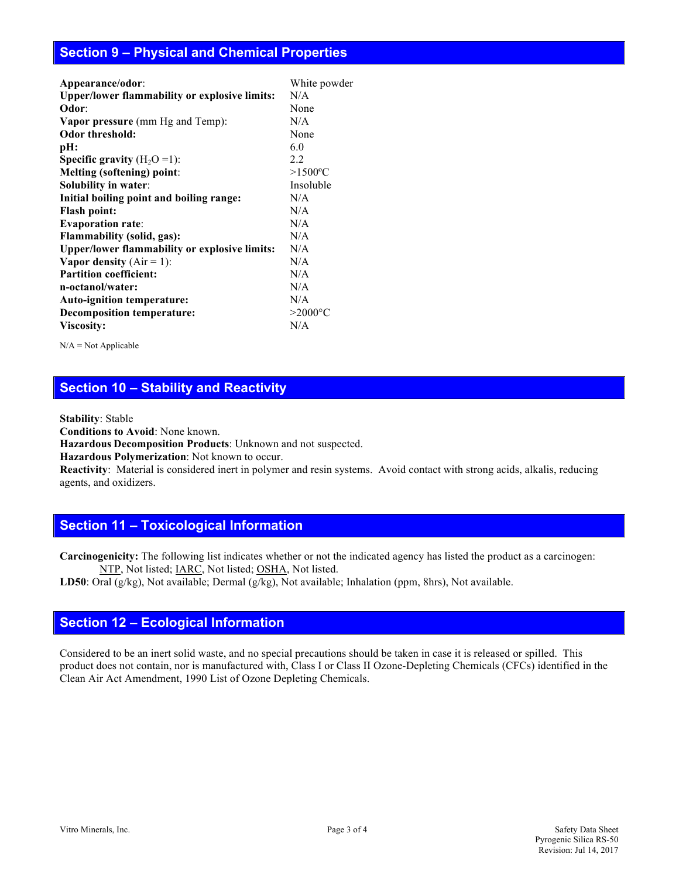## Section 9 – Physical and Chemical Properties

| | |
|---|---|
| **Appearance/odor**: | White powder |
| **Upper/lower flammability or explosive limits:** | N/A |
| **Odor**: | None |
| **Vapor pressure** (mm Hg and Temp): | N/A |
| **Odor threshold:** | None |
| **pH:** | 6.0 |
| **Specific gravity** ($H_2O$ =1): | 2.2 |
| **Melting (softening) point**: | >1500ºC |
| **Solubility in water**: | Insoluble |
| **Initial boiling point and boiling range:** | N/A |
| **Flash point:** | N/A |
| **Evaporation rate**: | N/A |
| **Flammability (solid, gas):** | N/A |
| **Upper/lower flammability or explosive limits:** | N/A |
| **Vapor density** (Air = 1): | N/A |
| **Partition coefficient:** | N/A |
| **n-octanol/water:** | N/A |
| **Auto-ignition temperature:** | N/A |
| **Decomposition temperature:** | >2000°C |
| **Viscosity:** | N/A |

N/A = Not Applicable

## Section 10 – Stability and Reactivity

**Stability**: Stable
**Conditions to Avoid**: None known.
**Hazardous Decomposition Products**: Unknown and not suspected.
**Hazardous Polymerization**: Not known to occur.
**Reactivity**: Material is considered inert in polymer and resin systems. Avoid contact with strong acids, alkalis, reducing agents, and oxidizers.

## Section 11 – Toxicological Information

**Carcinogenicity:** The following list indicates whether or not the indicated agency has listed the product as a carcinogen: NTP, Not listed; IARC, Not listed; OSHA, Not listed.
**LD50**: Oral (g/kg), Not available; Dermal (g/kg), Not available; Inhalation (ppm, 8hrs), Not available.

## Section 12 – Ecological Information

Considered to be an inert solid waste, and no special precautions should be taken in case it is released or spilled. This product does not contain, nor is manufactured with, Class I or Class II Ozone-Depleting Chemicals (CFCs) identified in the Clean Air Act Amendment, 1990 List of Ozone Depleting Chemicals.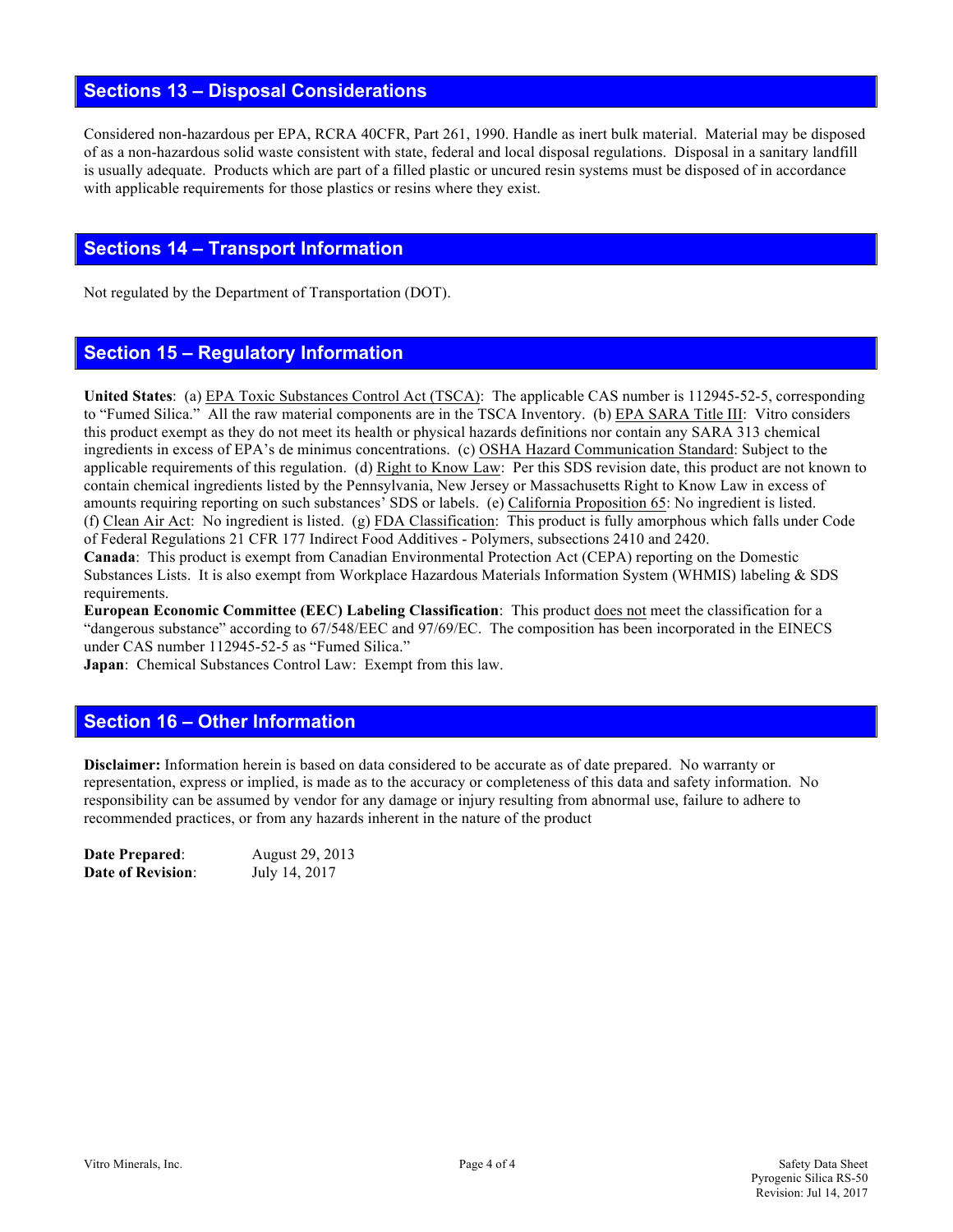## Sections 13 – Disposal Considerations

Considered non-hazardous per EPA, RCRA 40CFR, Part 261, 1990. Handle as inert bulk material. Material may be disposed of as a non-hazardous solid waste consistent with state, federal and local disposal regulations. Disposal in a sanitary landfill is usually adequate. Products which are part of a filled plastic or uncured resin systems must be disposed of in accordance with applicable requirements for those plastics or resins where they exist.

## Sections 14 – Transport Information

Not regulated by the Department of Transportation (DOT).

## Section 15 – Regulatory Information

**United States**: (a) EPA Toxic Substances Control Act (TSCA): The applicable CAS number is 112945-52-5, corresponding to "Fumed Silica." All the raw material components are in the TSCA Inventory. (b) EPA SARA Title III: Vitro considers this product exempt as they do not meet its health or physical hazards definitions nor contain any SARA 313 chemical ingredients in excess of EPA's de minimus concentrations. (c) OSHA Hazard Communication Standard: Subject to the applicable requirements of this regulation. (d) Right to Know Law: Per this SDS revision date, this product are not known to contain chemical ingredients listed by the Pennsylvania, New Jersey or Massachusetts Right to Know Law in excess of amounts requiring reporting on such substances' SDS or labels. (e) California Proposition 65: No ingredient is listed. (f) Clean Air Act: No ingredient is listed. (g) FDA Classification: This product is fully amorphous which falls under Code of Federal Regulations 21 CFR 177 Indirect Food Additives - Polymers, subsections 2410 and 2420.

**Canada**: This product is exempt from Canadian Environmental Protection Act (CEPA) reporting on the Domestic Substances Lists. It is also exempt from Workplace Hazardous Materials Information System (WHMIS) labeling & SDS requirements.

**European Economic Committee (EEC) Labeling Classification**: This product does not meet the classification for a "dangerous substance" according to 67/548/EEC and 97/69/EC. The composition has been incorporated in the EINECS under CAS number 112945-52-5 as "Fumed Silica."

**Japan**: Chemical Substances Control Law: Exempt from this law.

## Section 16 – Other Information

**Disclaimer:** Information herein is based on data considered to be accurate as of date prepared. No warranty or representation, express or implied, is made as to the accuracy or completeness of this data and safety information. No responsibility can be assumed by vendor for any damage or injury resulting from abnormal use, failure to adhere to recommended practices, or from any hazards inherent in the nature of the product

**Date Prepared**: August 29, 2013
**Date of Revision**: July 14, 2017